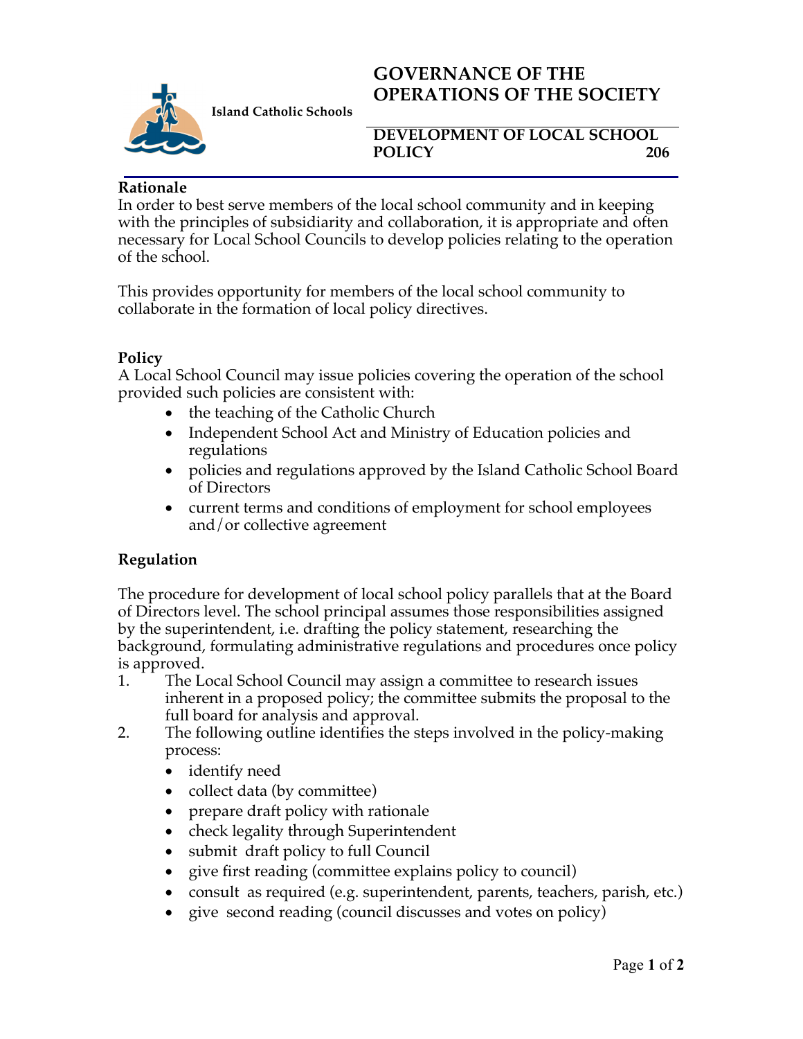Island Catholic Schools

# GOVERNANCE OF THE OPERATIONS OF THE SOCIETY

## DEVELOPMENT OF LOCAL SCHOOL POLICY 206

**Rationale**

In order to best serve members of the local school community and in keeping with the principles of subsidiarity and collaboration, it is appropriate and often necessary for Local School Councils to develop policies relating to the operation of the school.

This provides opportunity for members of the local school community to collaborate in the formation of local policy directives.

**Policy**

A Local School Council may issue policies covering the operation of the school provided such policies are consistent with:

- the teaching of the Catholic Church
- Independent School Act and Ministry of Education policies and regulations
- policies and regulations approved by the Island Catholic School Board of Directors
- current terms and conditions of employment for school employees and/or collective agreement

**Regulation**

The procedure for development of local school policy parallels that at the Board of Directors level. The school principal assumes those responsibilities assigned by the superintendent, i.e. drafting the policy statement, researching the background, formulating administrative regulations and procedures once policy is approved.

1. The Local School Council may assign a committee to research issues inherent in a proposed policy; the committee submits the proposal to the full board for analysis and approval.
2. The following outline identifies the steps involved in the policy-making process:
   - identify need
   - collect data (by committee)
   - prepare draft policy with rationale
   - check legality through Superintendent
   - submit draft policy to full Council
   - give first reading (committee explains policy to council)
   - consult as required (e.g. superintendent, parents, teachers, parish, etc.)
   - give second reading (council discusses and votes on policy)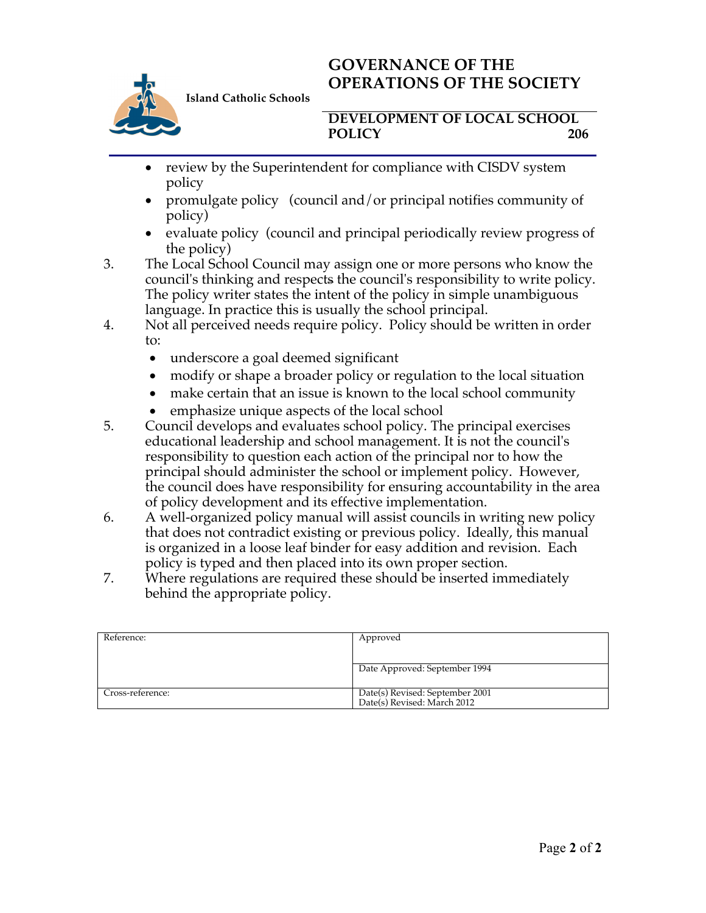- review by the Superintendent for compliance with CISDV system policy
- promulgate policy (council and/or principal notifies community of policy)
- evaluate policy (council and principal periodically review progress of the policy)

3. The Local School Council may assign one or more persons who know the council's thinking and respects the council's responsibility to write policy. The policy writer states the intent of the policy in simple unambiguous language. In practice this is usually the school principal.
4. Not all perceived needs require policy. Policy should be written in order to:
   - underscore a goal deemed significant
   - modify or shape a broader policy or regulation to the local situation
   - make certain that an issue is known to the local school community
   - emphasize unique aspects of the local school
5. Council develops and evaluates school policy. The principal exercises educational leadership and school management. It is not the council's responsibility to question each action of the principal nor to how the principal should administer the school or implement policy. However, the council does have responsibility for ensuring accountability in the area of policy development and its effective implementation.
6. A well-organized policy manual will assist councils in writing new policy that does not contradict existing or previous policy. Ideally, this manual is organized in a loose leaf binder for easy addition and revision. Each policy is typed and then placed into its own proper section.
7. Where regulations are required these should be inserted immediately behind the appropriate policy.

| | |
|---|---|
| Reference: | Approved<br><br>Date Approved: September 1994 |
| Cross-reference: | Date(s) Revised: September 2001<br>Date(s) Revised: March 2012 |